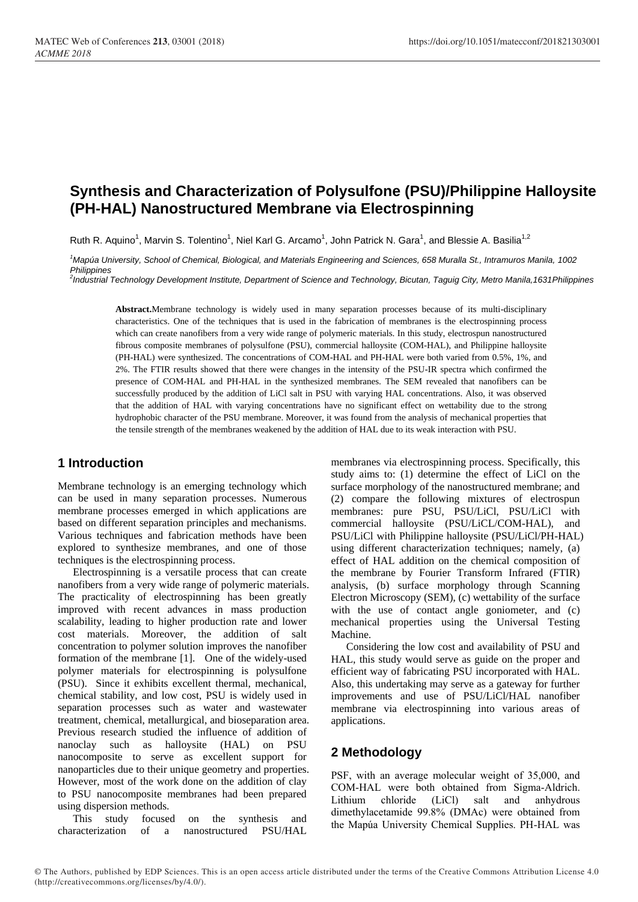# Synthesis and Characterization of Polysulfone (PSU)/Philippine Halloysite (PH-HAL) Nanostructured Membrane via Electrospinning

Ruth R. Aquino[1], Marvin S. Tolentino[1], Niel Karl G. Arcamo[1], John Patrick N. Gara[1], and Blessie A. Basilia[1,2]

[1]Mapúa University, School of Chemical, Biological, and Materials Engineering and Sciences, 658 Muralla St., Intramuros Manila, 1002 Philippines
[2]Industrial Technology Development Institute, Department of Science and Technology, Bicutan, Taguig City, Metro Manila,1631Philippines

**Abstract.**Membrane technology is widely used in many separation processes because of its multi-disciplinary characteristics. One of the techniques that is used in the fabrication of membranes is the electrospinning process which can create nanofibers from a very wide range of polymeric materials. In this study, electrospun nanostructured fibrous composite membranes of polysulfone (PSU), commercial halloysite (COM-HAL), and Philippine halloysite (PH-HAL) were synthesized. The concentrations of COM-HAL and PH-HAL were both varied from 0.5%, 1%, and 2%. The FTIR results showed that there were changes in the intensity of the PSU-IR spectra which confirmed the presence of COM-HAL and PH-HAL in the synthesized membranes. The SEM revealed that nanofibers can be successfully produced by the addition of LiCl salt in PSU with varying HAL concentrations. Also, it was observed that the addition of HAL with varying concentrations have no significant effect on wettability due to the strong hydrophobic character of the PSU membrane. Moreover, it was found from the analysis of mechanical properties that the tensile strength of the membranes weakened by the addition of HAL due to its weak interaction with PSU.

## 1 Introduction

Membrane technology is an emerging technology which can be used in many separation processes. Numerous membrane processes emerged in which applications are based on different separation principles and mechanisms. Various techniques and fabrication methods have been explored to synthesize membranes, and one of those techniques is the electrospinning process.

Electrospinning is a versatile process that can create nanofibers from a very wide range of polymeric materials. The practicality of electrospinning has been greatly improved with recent advances in mass production scalability, leading to higher production rate and lower cost materials. Moreover, the addition of salt concentration to polymer solution improves the nanofiber formation of the membrane [1]. One of the widely-used polymer materials for electrospinning is polysulfone (PSU). Since it exhibits excellent thermal, mechanical, chemical stability, and low cost, PSU is widely used in separation processes such as water and wastewater treatment, chemical, metallurgical, and bioseparation area. Previous research studied the influence of addition of nanoclay such as halloysite (HAL) on PSU nanocomposite to serve as excellent support for nanoparticles due to their unique geometry and properties. However, most of the work done on the addition of clay to PSU nanocomposite membranes had been prepared using dispersion methods.

This study focused on the synthesis and characterization of a nanostructured PSU/HAL membranes via electrospinning process. Specifically, this study aims to: (1) determine the effect of LiCl on the surface morphology of the nanostructured membrane; and (2) compare the following mixtures of electrospun membranes: pure PSU, PSU/LiCl, PSU/LiCl with commercial halloysite (PSU/LiCL/COM-HAL), and PSU/LiCl with Philippine halloysite (PSU/LiCl/PH-HAL) using different characterization techniques; namely, (a) effect of HAL addition on the chemical composition of the membrane by Fourier Transform Infrared (FTIR) analysis, (b) surface morphology through Scanning Electron Microscopy (SEM), (c) wettability of the surface with the use of contact angle goniometer, and (c) mechanical properties using the Universal Testing Machine.

Considering the low cost and availability of PSU and HAL, this study would serve as guide on the proper and efficient way of fabricating PSU incorporated with HAL. Also, this undertaking may serve as a gateway for further improvements and use of PSU/LiCl/HAL nanofiber membrane via electrospinning into various areas of applications.

## 2 Methodology

PSF, with an average molecular weight of 35,000, and COM-HAL were both obtained from Sigma-Aldrich. Lithium chloride (LiCl) salt and anhydrous dimethylacetamide 99.8% (DMAc) were obtained from the Mapúa University Chemical Supplies. PH-HAL was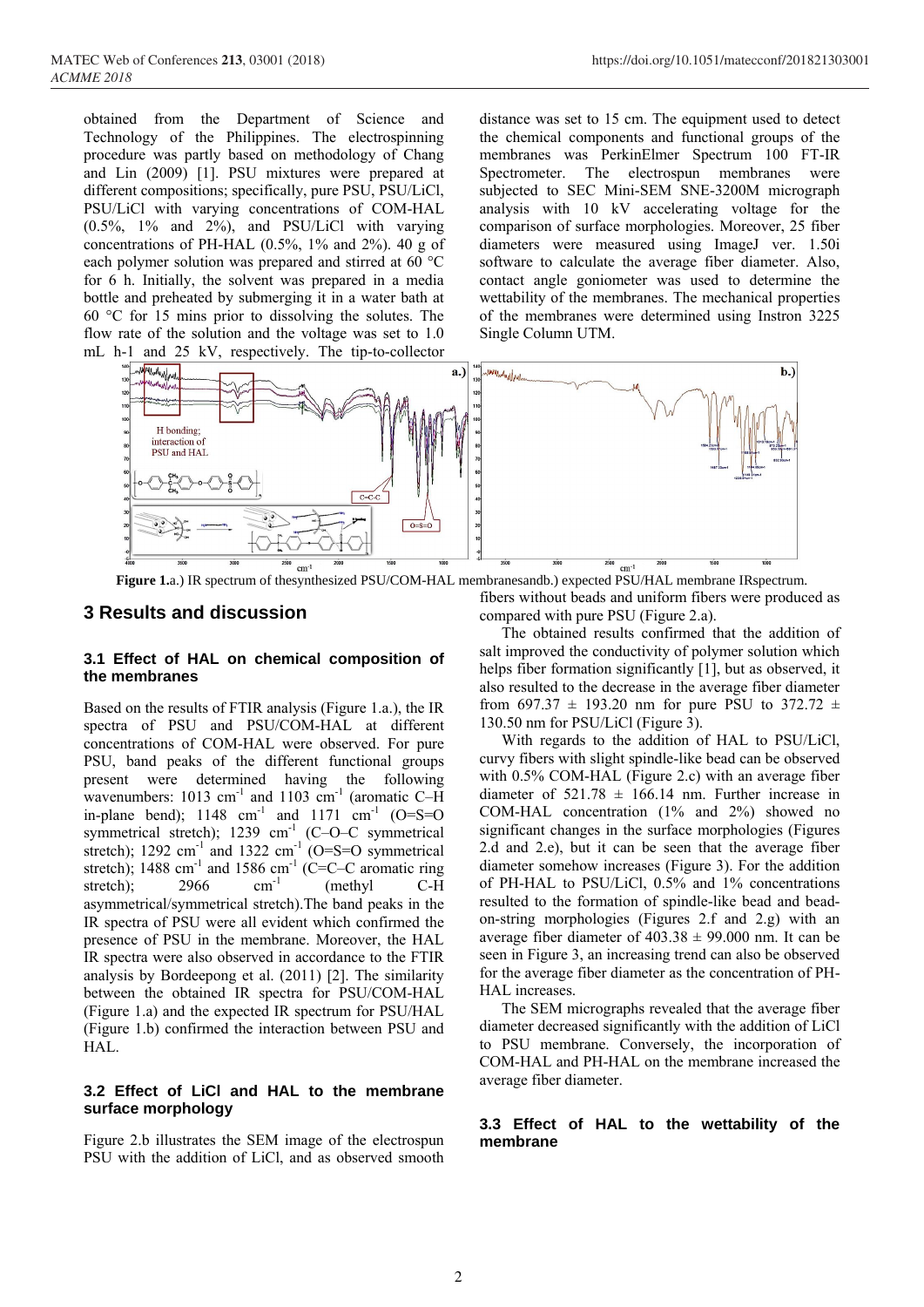obtained from the Department of Science and Technology of the Philippines. The electrospinning procedure was partly based on methodology of Chang and Lin (2009) [1]. PSU mixtures were prepared at different compositions; specifically, pure PSU, PSU/LiCl, PSU/LiCl with varying concentrations of COM-HAL (0.5%, 1% and 2%), and PSU/LiCl with varying concentrations of PH-HAL (0.5%, 1% and 2%). 40 g of each polymer solution was prepared and stirred at 60 °C for 6 h. Initially, the solvent was prepared in a media bottle and preheated by submerging it in a water bath at 60 °C for 15 mins prior to dissolving the solutes. The flow rate of the solution and the voltage was set to 1.0 mL h-1 and 25 kV, respectively. The tip-to-collector distance was set to 15 cm. The equipment used to detect the chemical components and functional groups of the membranes was PerkinElmer Spectrum 100 FT-IR Spectrometer. The electrospun membranes were subjected to SEC Mini-SEM SNE-3200M micrograph analysis with 10 kV accelerating voltage for the comparison of surface morphologies. Moreover, 25 fiber diameters were measured using ImageJ ver. 1.50i software to calculate the average fiber diameter. Also, contact angle goniometer was used to determine the wettability of the membranes. The mechanical properties of the membranes were determined using Instron 3225 Single Column UTM.

**Figure 1.** a.) IR spectrum of the synthesized PSU/COM-HAL membranes and b.) expected PSU/HAL membrane IR spectrum.

## 3 Results and discussion

### 3.1 Effect of HAL on chemical composition of the membranes

Based on the results of FTIR analysis (Figure 1.a.), the IR spectra of PSU and PSU/COM-HAL at different concentrations of COM-HAL were observed. For pure PSU, band peaks of the different functional groups present were determined having the following wavenumbers: 1013 $cm^{-1}$ and 1103 $cm^{-1}$ (aromatic C–H in-plane bend); 1148 $cm^{-1}$ and 1171 $cm^{-1}$ (O=S=O symmetrical stretch); 1239 $cm^{-1}$ (C–O–C symmetrical stretch); 1292 $cm^{-1}$ and 1322 $cm^{-1}$ (O=S=O symmetrical stretch); 1488 $cm^{-1}$ and 1586 $cm^{-1}$ (C=C–C aromatic ring stretch); 2966 $cm^{-1}$ (methyl C-H asymmetrical/symmetrical stretch). The band peaks in the IR spectra of PSU were all evident which confirmed the presence of PSU in the membrane. Moreover, the HAL IR spectra were also observed in accordance to the FTIR analysis by Bordeepong et al. (2011) [2]. The similarity between the obtained IR spectra for PSU/COM-HAL (Figure 1.a) and the expected IR spectrum for PSU/HAL (Figure 1.b) confirmed the interaction between PSU and HAL.

### 3.2 Effect of LiCl and HAL to the membrane surface morphology

Figure 2.b illustrates the SEM image of the electrospun PSU with the addition of LiCl, and as observed smooth fibers without beads and uniform fibers were produced as compared with pure PSU (Figure 2.a).

The obtained results confirmed that the addition of salt improved the conductivity of polymer solution which helps fiber formation significantly [1], but as observed, it also resulted to the decrease in the average fiber diameter from 697.37 ± 193.20 nm for pure PSU to 372.72 ± 130.50 nm for PSU/LiCl (Figure 3).

With regards to the addition of HAL to PSU/LiCl, curvy fibers with slight spindle-like bead can be observed with 0.5% COM-HAL (Figure 2.c) with an average fiber diameter of 521.78 ± 166.14 nm. Further increase in COM-HAL concentration (1% and 2%) showed no significant changes in the surface morphologies (Figures 2.d and 2.e), but it can be seen that the average fiber diameter somehow increases (Figure 3). For the addition of PH-HAL to PSU/LiCl, 0.5% and 1% concentrations resulted to the formation of spindle-like bead and bead-on-string morphologies (Figures 2.f and 2.g) with an average fiber diameter of 403.38 ± 99.000 nm. It can be seen in Figure 3, an increasing trend can also be observed for the average fiber diameter as the concentration of PH-HAL increases.

The SEM micrographs revealed that the average fiber diameter decreased significantly with the addition of LiCl to PSU membrane. Conversely, the incorporation of COM-HAL and PH-HAL on the membrane increased the average fiber diameter.

### 3.3 Effect of HAL to the wettability of the membrane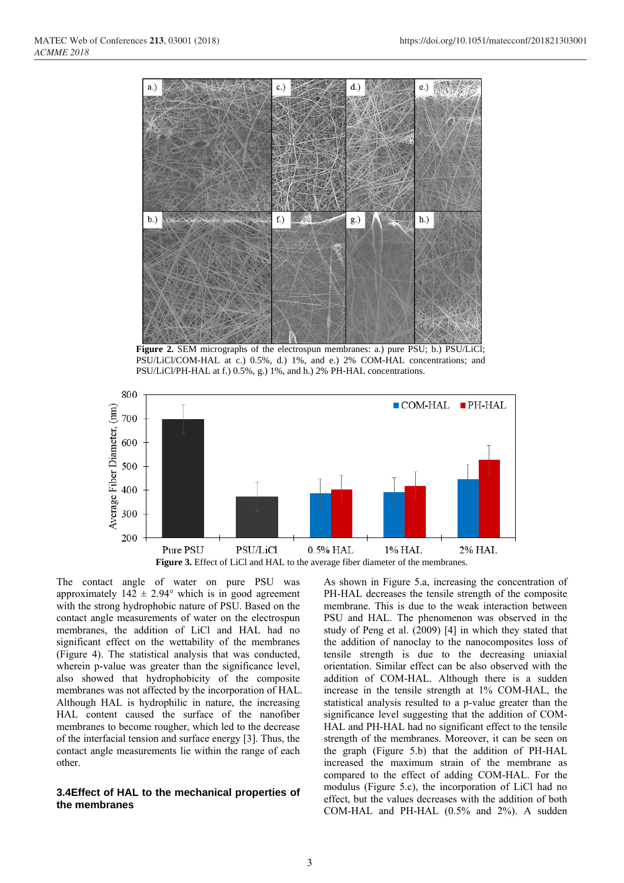**Figure 2.** SEM micrographs of the electrospun membranes: a.) pure PSU; b.) PSU/LiCl; PSU/LiCl/COM-HAL at c.) 0.5%, d.) 1%, and e.) 2% COM-HAL concentrations; and PSU/LiCl/PH-HAL at f.) 0.5%, g.) 1%, and h.) 2% PH-HAL concentrations.

**Figure 3.** Effect of LiCl and HAL to the average fiber diameter of the membranes.

The contact angle of water on pure PSU was approximately 142 ± 2.94° which is in good agreement with the strong hydrophobic nature of PSU. Based on the contact angle measurements of water on the electrospun membranes, the addition of LiCl and HAL had no significant effect on the wettability of the membranes (Figure 4). The statistical analysis that was conducted, wherein p-value was greater than the significance level, also showed that hydrophobicity of the composite membranes was not affected by the incorporation of HAL. Although HAL is hydrophilic in nature, the increasing HAL content caused the surface of the nanofiber membranes to become rougher, which led to the decrease of the interfacial tension and surface energy [3]. Thus, the contact angle measurements lie within the range of each other.

### 3.4 Effect of HAL to the mechanical properties of the membranes

As shown in Figure 5.a, increasing the concentration of PH-HAL decreases the tensile strength of the composite membrane. This is due to the weak interaction between PSU and HAL. The phenomenon was observed in the study of Peng et al. (2009) [4] in which they stated that the addition of nanoclay to the nanocomposites loss of tensile strength is due to the decreasing uniaxial orientation. Similar effect can be also observed with the addition of COM-HAL. Although there is a sudden increase in the tensile strength at 1% COM-HAL, the statistical analysis resulted to a p-value greater than the significance level suggesting that the addition of COM-HAL and PH-HAL had no significant effect to the tensile strength of the membranes. Moreover, it can be seen on the graph (Figure 5.b) that the addition of PH-HAL increased the maximum strain of the membrane as compared to the effect of adding COM-HAL. For the modulus (Figure 5.c), the incorporation of LiCl had no effect, but the values decreases with the addition of both COM-HAL and PH-HAL (0.5% and 2%). A sudden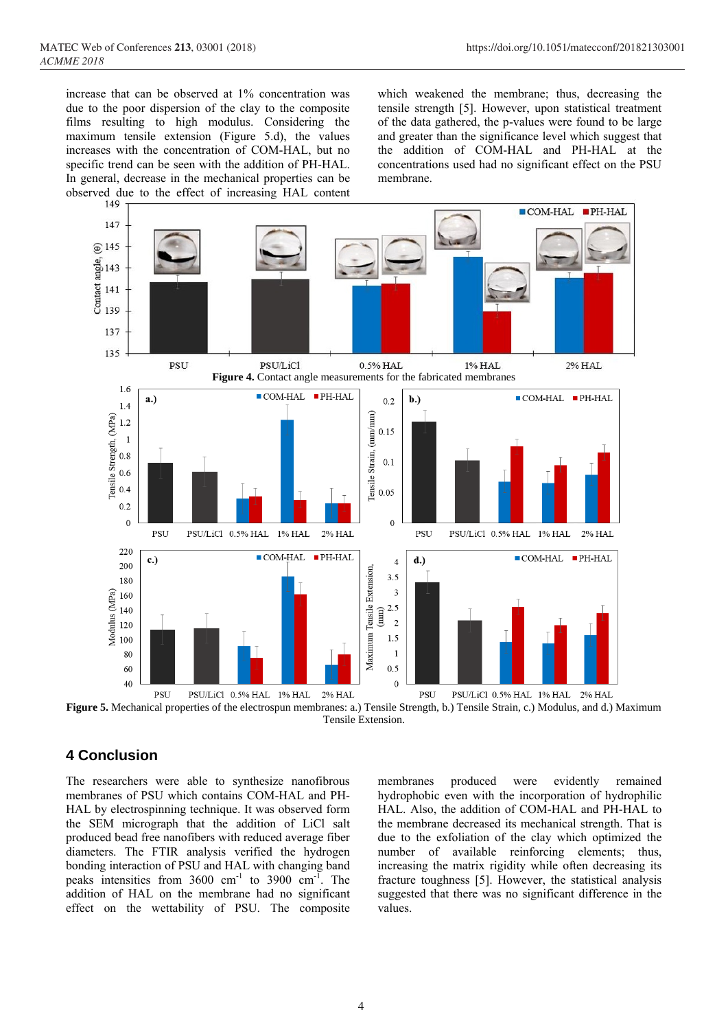increase that can be observed at 1% concentration was due to the poor dispersion of the clay to the composite films resulting to high modulus. Considering the maximum tensile extension (Figure 5.d), the values increases with the concentration of COM-HAL, but no specific trend can be seen with the addition of PH-HAL. In general, decrease in the mechanical properties can be observed due to the effect of increasing HAL content which weakened the membrane; thus, decreasing the tensile strength [5]. However, upon statistical treatment of the data gathered, the p-values were found to be large and greater than the significance level which suggest that the addition of COM-HAL and PH-HAL at the concentrations used had no significant effect on the PSU membrane.

**Figure 4.** Contact angle measurements for the fabricated membranes

**Figure 5.** Mechanical properties of the electrospun membranes: a.) Tensile Strength, b.) Tensile Strain, c.) Modulus, and d.) Maximum Tensile Extension.

## 4 Conclusion

The researchers were able to synthesize nanofibrous membranes of PSU which contains COM-HAL and PH-HAL by electrospinning technique. It was observed form the SEM micrograph that the addition of LiCl salt produced bead free nanofibers with reduced average fiber diameters. The FTIR analysis verified the hydrogen bonding interaction of PSU and HAL with changing band peaks intensities from 3600 $cm^{-1}$ to 3900 $cm^{-1}$. The addition of HAL on the membrane had no significant effect on the wettability of PSU. The composite membranes produced were evidently remained hydrophobic even with the incorporation of hydrophilic HAL. Also, the addition of COM-HAL and PH-HAL to the membrane decreased its mechanical strength. That is due to the exfoliation of the clay which optimized the number of available reinforcing elements; thus, increasing the matrix rigidity while often decreasing its fracture toughness [5]. However, the statistical analysis suggested that there was no significant difference in the values.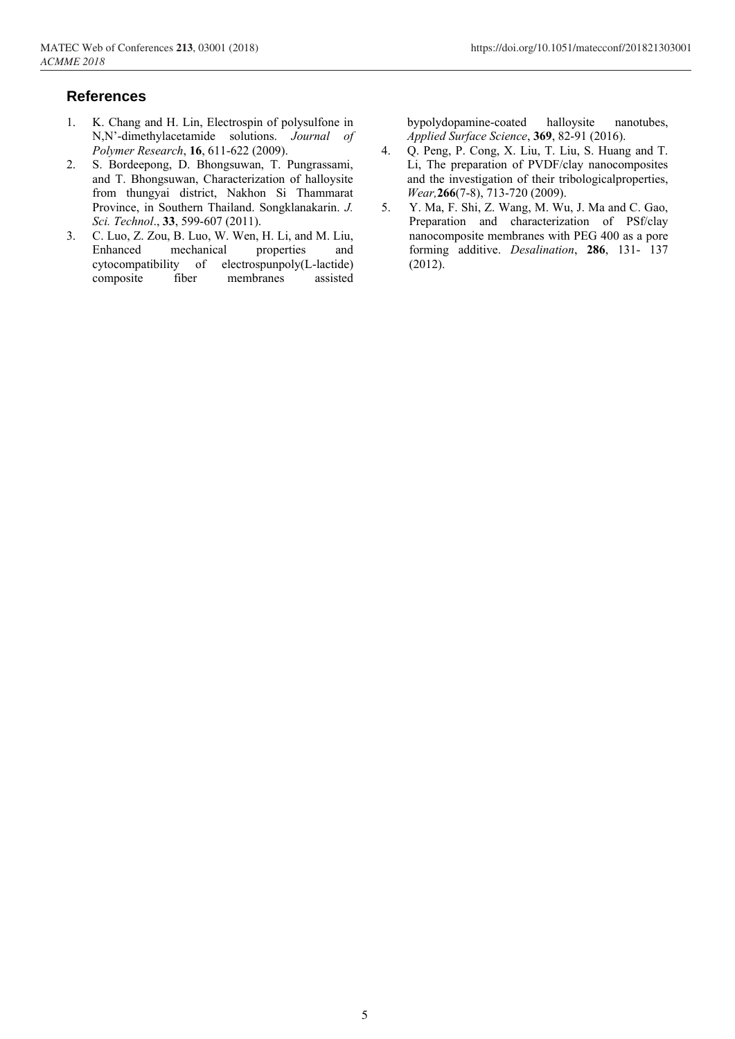## References

1. K. Chang and H. Lin, Electrospin of polysulfone in N,N'-dimethylacetamide solutions. *Journal of Polymer Research*, **16**, 611-622 (2009).
2. S. Bordeepong, D. Bhongsuwan, T. Pungrassami, and T. Bhongsuwan, Characterization of halloysite from thungyai district, Nakhon Si Thammarat Province, in Southern Thailand. Songklanakarin. *J. Sci. Technol*., **33**, 599-607 (2011).
3. C. Luo, Z. Zou, B. Luo, W. Wen, H. Li, and M. Liu, Enhanced mechanical properties and cytocompatibility of electrospunpoly(L-lactide) composite fiber membranes assisted bypolydopamine-coated halloysite nanotubes, *Applied Surface Science*, **369**, 82-91 (2016).
4. Q. Peng, P. Cong, X. Liu, T. Liu, S. Huang and T. Li, The preparation of PVDF/clay nanocomposites and the investigation of their tribologicalproperties, *Wear,* **266**(7-8), 713-720 (2009).
5. Y. Ma, F. Shi, Z. Wang, M. Wu, J. Ma and C. Gao, Preparation and characterization of PSf/clay nanocomposite membranes with PEG 400 as a pore forming additive. *Desalination*, **286**, 131- 137 (2012).